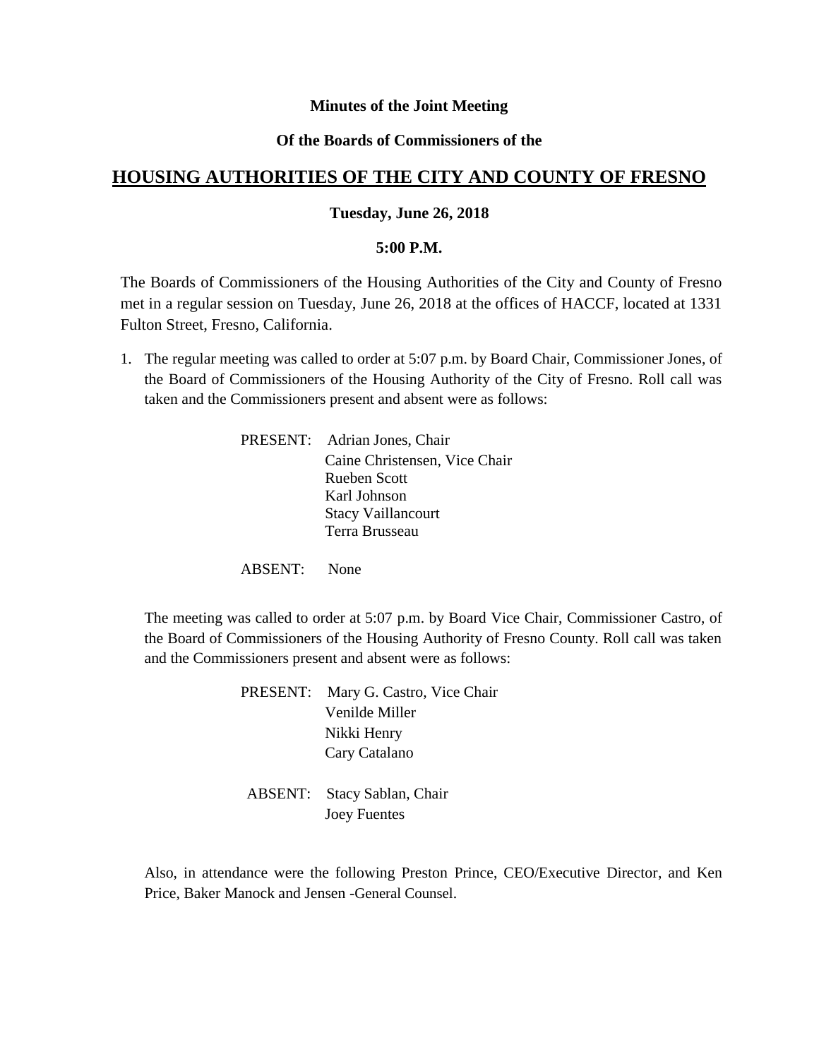**Minutes of the Joint Meeting**

**Of the Boards of Commissioners of the**

# HOUSING AUTHORITIES OF THE CITY AND COUNTY OF FRESNO

**Tuesday, June 26, 2018**

**5:00 P.M.**

The Boards of Commissioners of the Housing Authorities of the City and County of Fresno met in a regular session on Tuesday, June 26, 2018 at the offices of HACCF, located at 1331 Fulton Street, Fresno, California.

1. The regular meeting was called to order at 5:07 p.m. by Board Chair, Commissioner Jones, of the Board of Commissioners of the Housing Authority of the City of Fresno. Roll call was taken and the Commissioners present and absent were as follows:

   PRESENT: Adrian Jones, Chair
   Caine Christensen, Vice Chair
   Rueben Scott
   Karl Johnson
   Stacy Vaillancourt
   Terra Brusseau

   ABSENT: None

   The meeting was called to order at 5:07 p.m. by Board Vice Chair, Commissioner Castro, of the Board of Commissioners of the Housing Authority of Fresno County. Roll call was taken and the Commissioners present and absent were as follows:

   PRESENT: Mary G. Castro, Vice Chair
   Venilde Miller
   Nikki Henry
   Cary Catalano

   ABSENT: Stacy Sablan, Chair
   Joey Fuentes

   Also, in attendance were the following Preston Prince, CEO/Executive Director, and Ken Price, Baker Manock and Jensen -General Counsel.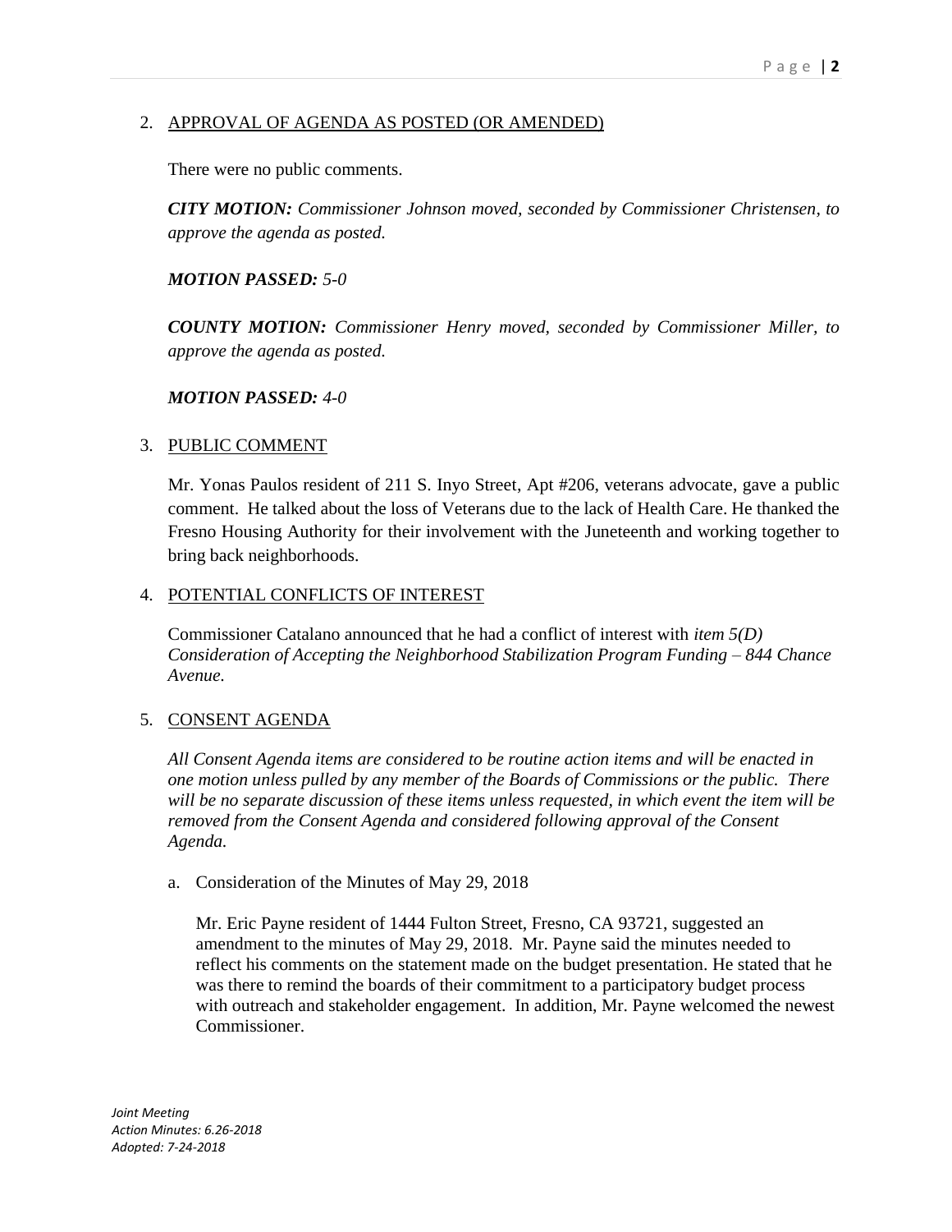2. APPROVAL OF AGENDA AS POSTED (OR AMENDED)

   There were no public comments.

   ***CITY MOTION:*** *Commissioner Johnson moved, seconded by Commissioner Christensen, to approve the agenda as posted.*

   ***MOTION PASSED:*** *5-0*

   ***COUNTY MOTION:*** *Commissioner Henry moved, seconded by Commissioner Miller, to approve the agenda as posted.*

   ***MOTION PASSED:*** *4-0*

3. PUBLIC COMMENT

   Mr. Yonas Paulos resident of 211 S. Inyo Street, Apt #206, veterans advocate, gave a public comment. He talked about the loss of Veterans due to the lack of Health Care. He thanked the Fresno Housing Authority for their involvement with the Juneteenth and working together to bring back neighborhoods.

4. POTENTIAL CONFLICTS OF INTEREST

   Commissioner Catalano announced that he had a conflict of interest with *item 5(D) Consideration of Accepting the Neighborhood Stabilization Program Funding – 844 Chance Avenue.*

5. CONSENT AGENDA

   *All Consent Agenda items are considered to be routine action items and will be enacted in one motion unless pulled by any member of the Boards of Commissions or the public. There will be no separate discussion of these items unless requested, in which event the item will be removed from the Consent Agenda and considered following approval of the Consent Agenda.*

   a. Consideration of the Minutes of May 29, 2018

      Mr. Eric Payne resident of 1444 Fulton Street, Fresno, CA 93721, suggested an amendment to the minutes of May 29, 2018. Mr. Payne said the minutes needed to reflect his comments on the statement made on the budget presentation. He stated that he was there to remind the boards of their commitment to a participatory budget process with outreach and stakeholder engagement. In addition, Mr. Payne welcomed the newest Commissioner.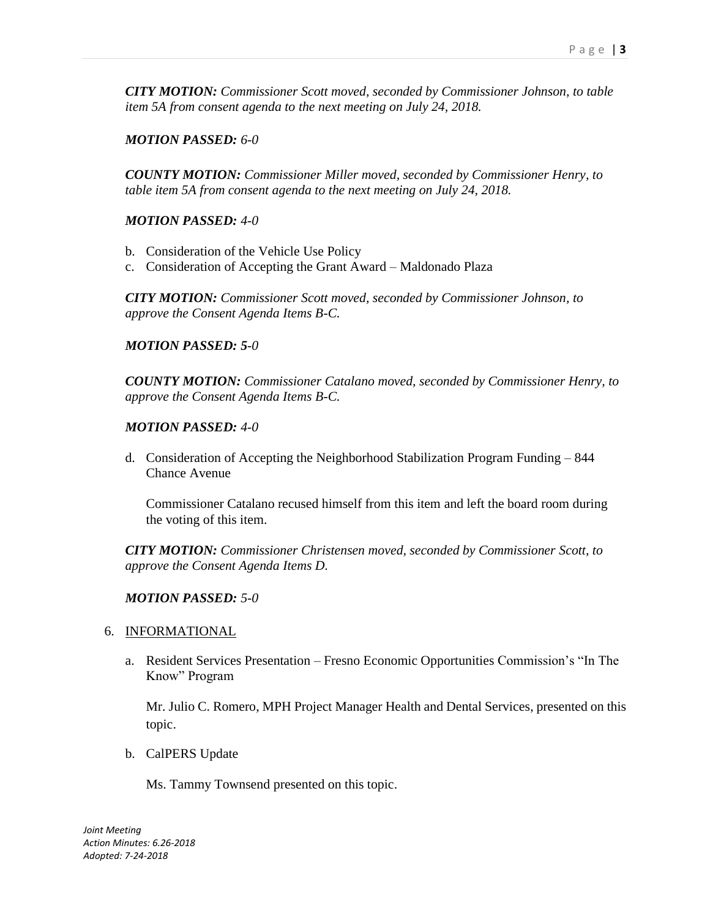***CITY MOTION:*** *Commissioner Scott moved, seconded by Commissioner Johnson, to table item 5A from consent agenda to the next meeting on July 24, 2018.*

***MOTION PASSED:*** *6-0*

***COUNTY MOTION:*** *Commissioner Miller moved, seconded by Commissioner Henry, to table item 5A from consent agenda to the next meeting on July 24, 2018.*

***MOTION PASSED:*** *4-0*

b. Consideration of the Vehicle Use Policy
c. Consideration of Accepting the Grant Award – Maldonado Plaza

***CITY MOTION:*** *Commissioner Scott moved, seconded by Commissioner Johnson, to approve the Consent Agenda Items B-C.*

***MOTION PASSED: 5****-0*

***COUNTY MOTION:*** *Commissioner Catalano moved, seconded by Commissioner Henry, to approve the Consent Agenda Items B-C.*

***MOTION PASSED:*** *4-0*

d. Consideration of Accepting the Neighborhood Stabilization Program Funding – 844 Chance Avenue

   Commissioner Catalano recused himself from this item and left the board room during the voting of this item.

***CITY MOTION:*** *Commissioner Christensen moved, seconded by Commissioner Scott, to approve the Consent Agenda Items D.*

***MOTION PASSED:*** *5-0*

6. INFORMATIONAL

   a. Resident Services Presentation – Fresno Economic Opportunities Commission's "In The Know" Program

      Mr. Julio C. Romero, MPH Project Manager Health and Dental Services, presented on this topic.

   b. CalPERS Update

      Ms. Tammy Townsend presented on this topic.

*Joint Meeting*
*Action Minutes: 6.26-2018*
*Adopted: 7-24-2018*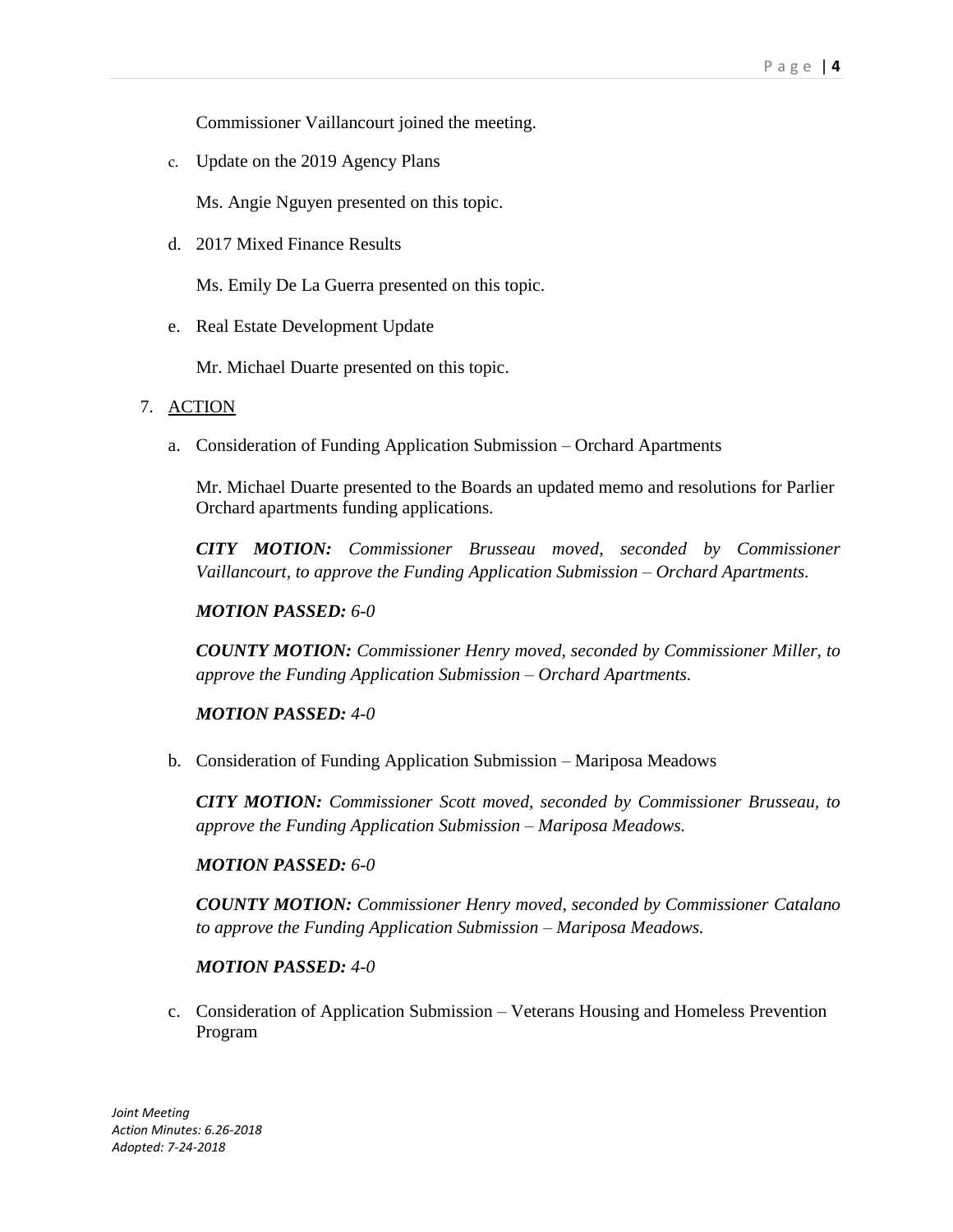Commissioner Vaillancourt joined the meeting.

c. Update on the 2019 Agency Plans

   Ms. Angie Nguyen presented on this topic.

d. 2017 Mixed Finance Results

   Ms. Emily De La Guerra presented on this topic.

e. Real Estate Development Update

   Mr. Michael Duarte presented on this topic.

7. ACTION

   a. Consideration of Funding Application Submission – Orchard Apartments

      Mr. Michael Duarte presented to the Boards an updated memo and resolutions for Parlier Orchard apartments funding applications.

      ***CITY MOTION:*** *Commissioner Brusseau moved, seconded by Commissioner Vaillancourt, to approve the Funding Application Submission – Orchard Apartments.*

      ***MOTION PASSED:*** *6-0*

      ***COUNTY MOTION:*** *Commissioner Henry moved, seconded by Commissioner Miller, to approve the Funding Application Submission – Orchard Apartments.*

      ***MOTION PASSED:*** *4-0*

   b. Consideration of Funding Application Submission – Mariposa Meadows

      ***CITY MOTION:*** *Commissioner Scott moved, seconded by Commissioner Brusseau, to approve the Funding Application Submission – Mariposa Meadows.*

      ***MOTION PASSED:*** *6-0*

      ***COUNTY MOTION:*** *Commissioner Henry moved, seconded by Commissioner Catalano to approve the Funding Application Submission – Mariposa Meadows.*

      ***MOTION PASSED:*** *4-0*

   c. Consideration of Application Submission – Veterans Housing and Homeless Prevention Program

*Joint Meeting*
*Action Minutes: 6.26-2018*
*Adopted: 7-24-2018*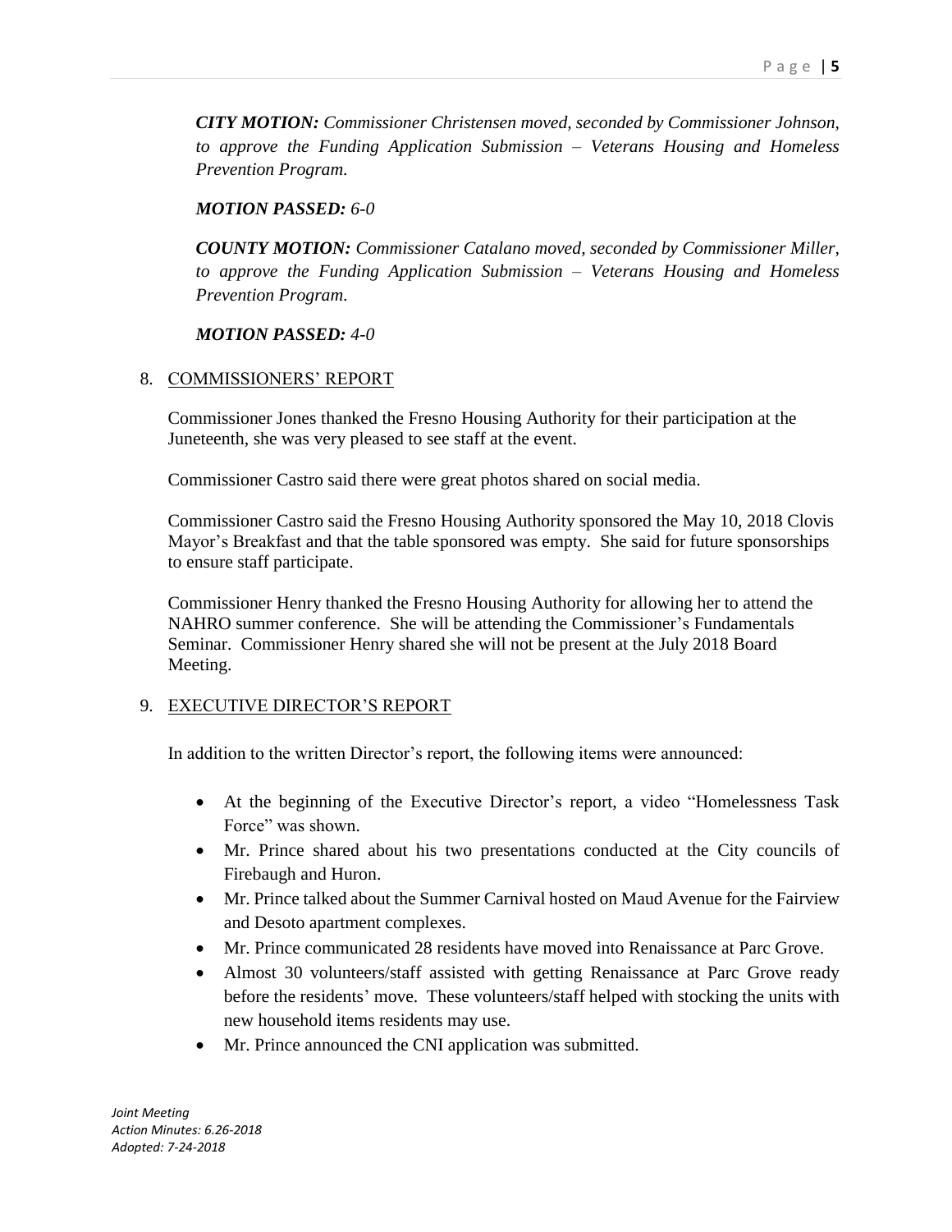***CITY MOTION:*** *Commissioner Christensen moved, seconded by Commissioner Johnson, to approve the Funding Application Submission – Veterans Housing and Homeless Prevention Program.*

***MOTION PASSED:*** *6-0*

***COUNTY MOTION:*** *Commissioner Catalano moved, seconded by Commissioner Miller, to approve the Funding Application Submission – Veterans Housing and Homeless Prevention Program.*

***MOTION PASSED:*** *4-0*

8. COMMISSIONERS' REPORT

Commissioner Jones thanked the Fresno Housing Authority for their participation at the Juneteenth, she was very pleased to see staff at the event.

Commissioner Castro said there were great photos shared on social media.

Commissioner Castro said the Fresno Housing Authority sponsored the May 10, 2018 Clovis Mayor's Breakfast and that the table sponsored was empty. She said for future sponsorships to ensure staff participate.

Commissioner Henry thanked the Fresno Housing Authority for allowing her to attend the NAHRO summer conference. She will be attending the Commissioner's Fundamentals Seminar. Commissioner Henry shared she will not be present at the July 2018 Board Meeting.

9. EXECUTIVE DIRECTOR'S REPORT

In addition to the written Director's report, the following items were announced:

- At the beginning of the Executive Director's report, a video "Homelessness Task Force" was shown.
- Mr. Prince shared about his two presentations conducted at the City councils of Firebaugh and Huron.
- Mr. Prince talked about the Summer Carnival hosted on Maud Avenue for the Fairview and Desoto apartment complexes.
- Mr. Prince communicated 28 residents have moved into Renaissance at Parc Grove.
- Almost 30 volunteers/staff assisted with getting Renaissance at Parc Grove ready before the residents' move. These volunteers/staff helped with stocking the units with new household items residents may use.
- Mr. Prince announced the CNI application was submitted.

*Joint Meeting*
*Action Minutes: 6.26-2018*
*Adopted: 7-24-2018*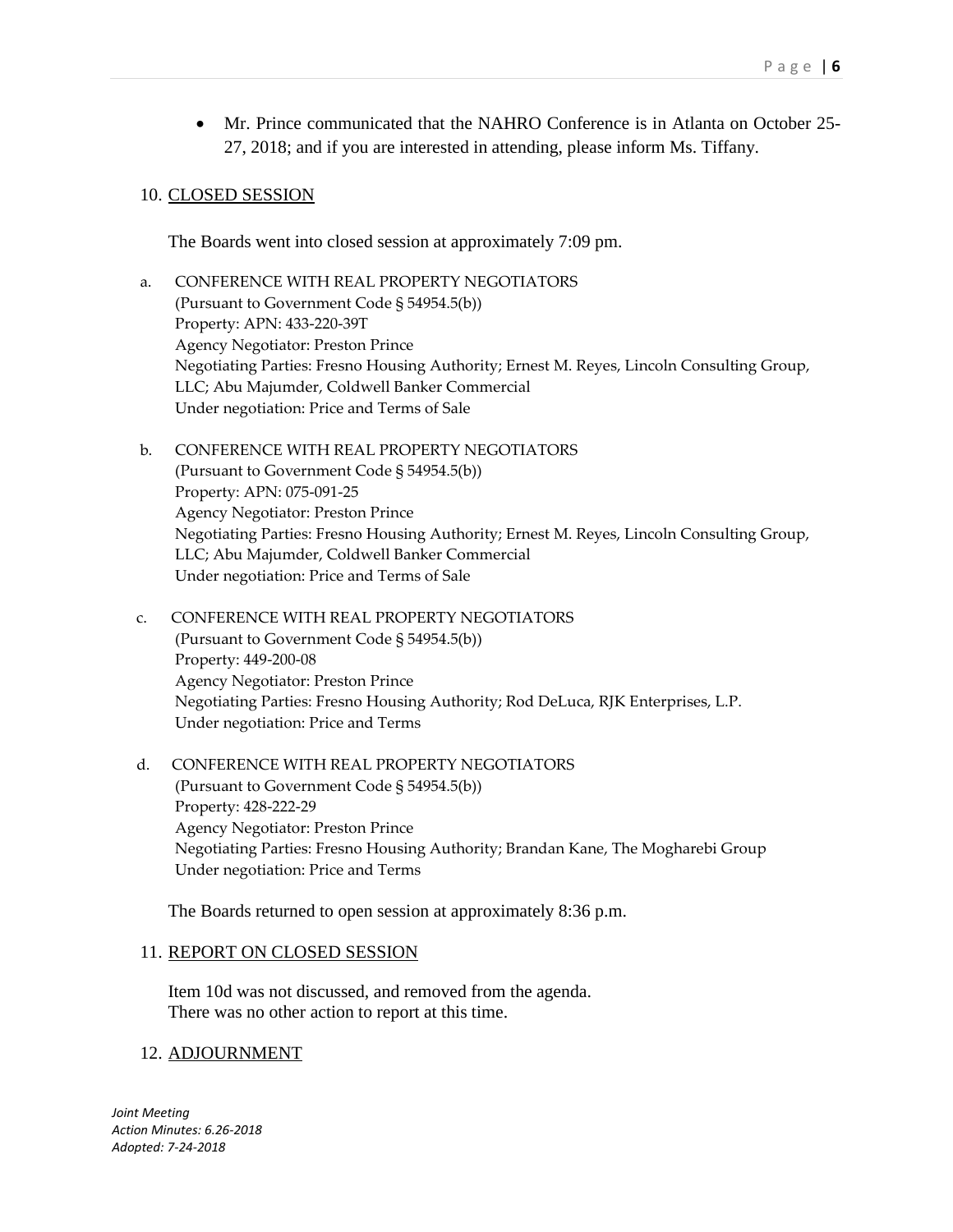- Mr. Prince communicated that the NAHRO Conference is in Atlanta on October 25-27, 2018; and if you are interested in attending, please inform Ms. Tiffany.

10. CLOSED SESSION

The Boards went into closed session at approximately 7:09 pm.

a. CONFERENCE WITH REAL PROPERTY NEGOTIATORS
(Pursuant to Government Code § 54954.5(b))
Property: APN: 433-220-39T
Agency Negotiator: Preston Prince
Negotiating Parties: Fresno Housing Authority; Ernest M. Reyes, Lincoln Consulting Group, LLC; Abu Majumder, Coldwell Banker Commercial
Under negotiation: Price and Terms of Sale

b. CONFERENCE WITH REAL PROPERTY NEGOTIATORS
(Pursuant to Government Code § 54954.5(b))
Property: APN: 075-091-25
Agency Negotiator: Preston Prince
Negotiating Parties: Fresno Housing Authority; Ernest M. Reyes, Lincoln Consulting Group, LLC; Abu Majumder, Coldwell Banker Commercial
Under negotiation: Price and Terms of Sale

c. CONFERENCE WITH REAL PROPERTY NEGOTIATORS
(Pursuant to Government Code § 54954.5(b))
Property: 449-200-08
Agency Negotiator: Preston Prince
Negotiating Parties: Fresno Housing Authority; Rod DeLuca, RJK Enterprises, L.P.
Under negotiation: Price and Terms

d. CONFERENCE WITH REAL PROPERTY NEGOTIATORS
(Pursuant to Government Code § 54954.5(b))
Property: 428-222-29
Agency Negotiator: Preston Prince
Negotiating Parties: Fresno Housing Authority; Brandan Kane, The Mogharebi Group
Under negotiation: Price and Terms

The Boards returned to open session at approximately 8:36 p.m.

11. REPORT ON CLOSED SESSION

Item 10d was not discussed, and removed from the agenda.
There was no other action to report at this time.

12. ADJOURNMENT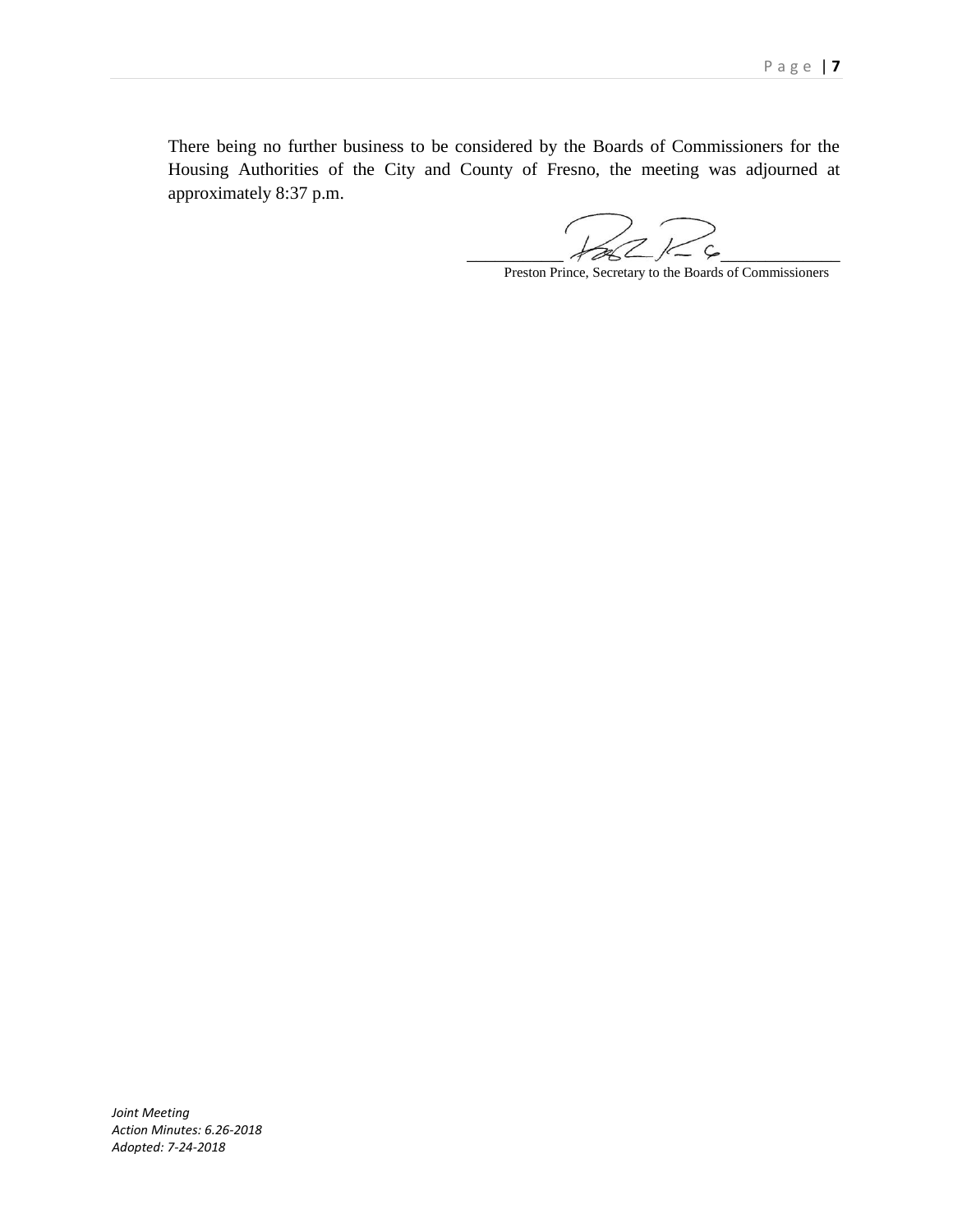There being no further business to be considered by the Boards of Commissioners for the Housing Authorities of the City and County of Fresno, the meeting was adjourned at approximately 8:37 p.m.

Preston Prince, Secretary to the Boards of Commissioners